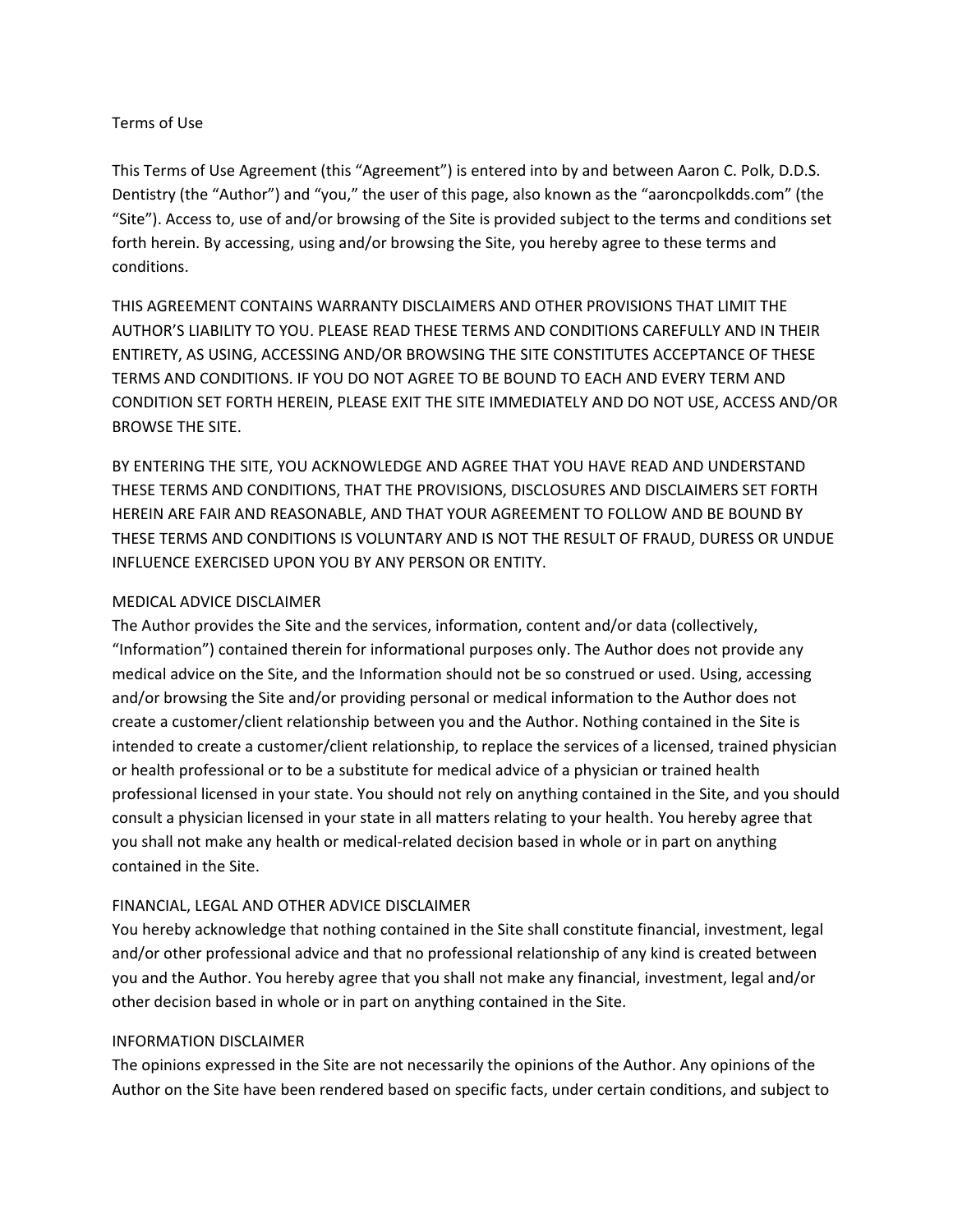# Terms of Use

This Terms of Use Agreement (this "Agreement") is entered into by and between Aaron C. Polk, D.D.S. Dentistry (the "Author") and "you," the user of this page, also known as the "aaroncpolkdds.com" (the "Site"). Access to, use of and/or browsing of the Site is provided subject to the terms and conditions set forth herein. By accessing, using and/or browsing the Site, you hereby agree to these terms and conditions.

THIS AGREEMENT CONTAINS WARRANTY DISCLAIMERS AND OTHER PROVISIONS THAT LIMIT THE AUTHOR'S LIABILITY TO YOU. PLEASE READ THESE TERMS AND CONDITIONS CAREFULLY AND IN THEIR ENTIRETY, AS USING, ACCESSING AND/OR BROWSING THE SITE CONSTITUTES ACCEPTANCE OF THESE TERMS AND CONDITIONS. IF YOU DO NOT AGREE TO BE BOUND TO EACH AND EVERY TERM AND CONDITION SET FORTH HEREIN, PLEASE EXIT THE SITE IMMEDIATELY AND DO NOT USE, ACCESS AND/OR BROWSE THE SITE.

BY ENTERING THE SITE, YOU ACKNOWLEDGE AND AGREE THAT YOU HAVE READ AND UNDERSTAND THESE TERMS AND CONDITIONS, THAT THE PROVISIONS, DISCLOSURES AND DISCLAIMERS SET FORTH HEREIN ARE FAIR AND REASONABLE, AND THAT YOUR AGREEMENT TO FOLLOW AND BE BOUND BY THESE TERMS AND CONDITIONS IS VOLUNTARY AND IS NOT THE RESULT OF FRAUD, DURESS OR UNDUE INFLUENCE EXERCISED UPON YOU BY ANY PERSON OR ENTITY.

## MEDICAL ADVICE DISCLAIMER

The Author provides the Site and the services, information, content and/or data (collectively, "Information") contained therein for informational purposes only. The Author does not provide any medical advice on the Site, and the Information should not be so construed or used. Using, accessing and/or browsing the Site and/or providing personal or medical information to the Author does not create a customer/client relationship between you and the Author. Nothing contained in the Site is intended to create a customer/client relationship, to replace the services of a licensed, trained physician or health professional or to be a substitute for medical advice of a physician or trained health professional licensed in your state. You should not rely on anything contained in the Site, and you should consult a physician licensed in your state in all matters relating to your health. You hereby agree that you shall not make any health or medical-related decision based in whole or in part on anything contained in the Site.

## FINANCIAL, LEGAL AND OTHER ADVICE DISCLAIMER

You hereby acknowledge that nothing contained in the Site shall constitute financial, investment, legal and/or other professional advice and that no professional relationship of any kind is created between you and the Author. You hereby agree that you shall not make any financial, investment, legal and/or other decision based in whole or in part on anything contained in the Site.

## INFORMATION DISCLAIMER

The opinions expressed in the Site are not necessarily the opinions of the Author. Any opinions of the Author on the Site have been rendered based on specific facts, under certain conditions, and subject to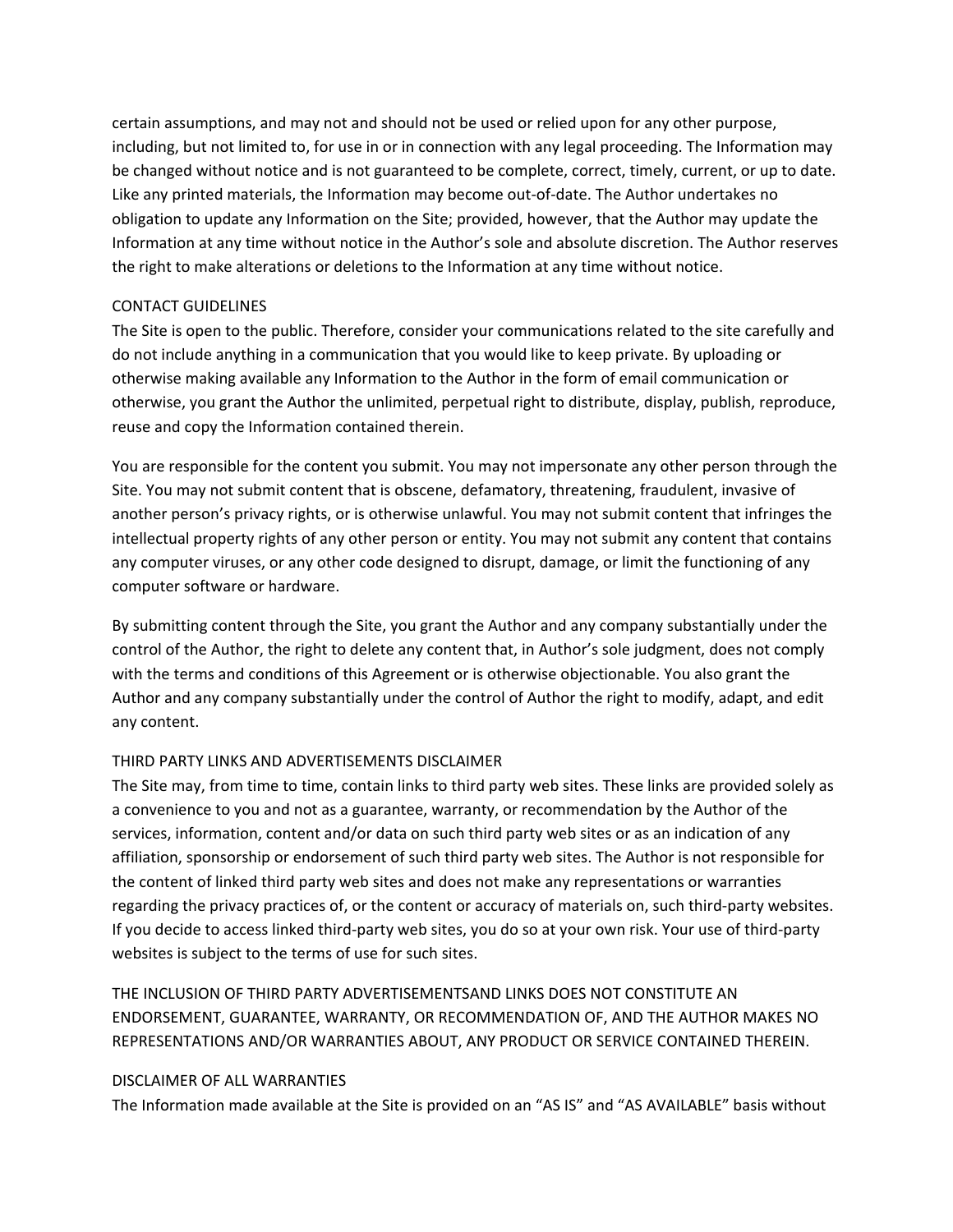certain assumptions, and may not and should not be used or relied upon for any other purpose, including, but not limited to, for use in or in connection with any legal proceeding. The Information may be changed without notice and is not guaranteed to be complete, correct, timely, current, or up to date. Like any printed materials, the Information may become out-of-date. The Author undertakes no obligation to update any Information on the Site; provided, however, that the Author may update the Information at any time without notice in the Author's sole and absolute discretion. The Author reserves the right to make alterations or deletions to the Information at any time without notice.

## CONTACT GUIDELINES

The Site is open to the public. Therefore, consider your communications related to the site carefully and do not include anything in a communication that you would like to keep private. By uploading or otherwise making available any Information to the Author in the form of email communication or otherwise, you grant the Author the unlimited, perpetual right to distribute, display, publish, reproduce, reuse and copy the Information contained therein.

You are responsible for the content you submit. You may not impersonate any other person through the Site. You may not submit content that is obscene, defamatory, threatening, fraudulent, invasive of another person's privacy rights, or is otherwise unlawful. You may not submit content that infringes the intellectual property rights of any other person or entity. You may not submit any content that contains any computer viruses, or any other code designed to disrupt, damage, or limit the functioning of any computer software or hardware.

By submitting content through the Site, you grant the Author and any company substantially under the control of the Author, the right to delete any content that, in Author's sole judgment, does not comply with the terms and conditions of this Agreement or is otherwise objectionable. You also grant the Author and any company substantially under the control of Author the right to modify, adapt, and edit any content.

## THIRD PARTY LINKS AND ADVERTISEMENTS DISCLAIMER

The Site may, from time to time, contain links to third party web sites. These links are provided solely as a convenience to you and not as a guarantee, warranty, or recommendation by the Author of the services, information, content and/or data on such third party web sites or as an indication of any affiliation, sponsorship or endorsement of such third party web sites. The Author is not responsible for the content of linked third party web sites and does not make any representations or warranties regarding the privacy practices of, or the content or accuracy of materials on, such third-party websites. If you decide to access linked third-party web sites, you do so at your own risk. Your use of third-party websites is subject to the terms of use for such sites.

THE INCLUSION OF THIRD PARTY ADVERTISEMENTSAND LINKS DOES NOT CONSTITUTE AN ENDORSEMENT, GUARANTEE, WARRANTY, OR RECOMMENDATION OF, AND THE AUTHOR MAKES NO REPRESENTATIONS AND/OR WARRANTIES ABOUT, ANY PRODUCT OR SERVICE CONTAINED THEREIN.

## DISCLAIMER OF ALL WARRANTIES

The Information made available at the Site is provided on an "AS IS" and "AS AVAILABLE" basis without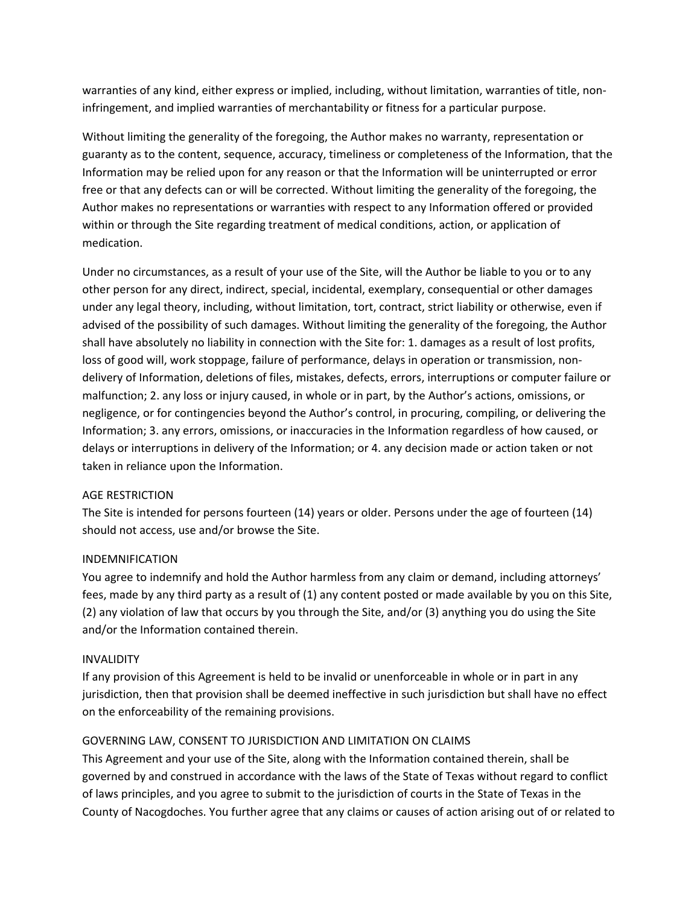warranties of any kind, either express or implied, including, without limitation, warranties of title, non-infringement, and implied warranties of merchantability or fitness for a particular purpose.

Without limiting the generality of the foregoing, the Author makes no warranty, representation or guaranty as to the content, sequence, accuracy, timeliness or completeness of the Information, that the Information may be relied upon for any reason or that the Information will be uninterrupted or error free or that any defects can or will be corrected. Without limiting the generality of the foregoing, the Author makes no representations or warranties with respect to any Information offered or provided within or through the Site regarding treatment of medical conditions, action, or application of medication.

Under no circumstances, as a result of your use of the Site, will the Author be liable to you or to any other person for any direct, indirect, special, incidental, exemplary, consequential or other damages under any legal theory, including, without limitation, tort, contract, strict liability or otherwise, even if advised of the possibility of such damages. Without limiting the generality of the foregoing, the Author shall have absolutely no liability in connection with the Site for: 1. damages as a result of lost profits, loss of good will, work stoppage, failure of performance, delays in operation or transmission, non-delivery of Information, deletions of files, mistakes, defects, errors, interruptions or computer failure or malfunction; 2. any loss or injury caused, in whole or in part, by the Author's actions, omissions, or negligence, or for contingencies beyond the Author's control, in procuring, compiling, or delivering the Information; 3. any errors, omissions, or inaccuracies in the Information regardless of how caused, or delays or interruptions in delivery of the Information; or 4. any decision made or action taken or not taken in reliance upon the Information.

AGE RESTRICTION

The Site is intended for persons fourteen (14) years or older. Persons under the age of fourteen (14) should not access, use and/or browse the Site.

INDEMNIFICATION

You agree to indemnify and hold the Author harmless from any claim or demand, including attorneys' fees, made by any third party as a result of (1) any content posted or made available by you on this Site, (2) any violation of law that occurs by you through the Site, and/or (3) anything you do using the Site and/or the Information contained therein.

INVALIDITY

If any provision of this Agreement is held to be invalid or unenforceable in whole or in part in any jurisdiction, then that provision shall be deemed ineffective in such jurisdiction but shall have no effect on the enforceability of the remaining provisions.

GOVERNING LAW, CONSENT TO JURISDICTION AND LIMITATION ON CLAIMS

This Agreement and your use of the Site, along with the Information contained therein, shall be governed by and construed in accordance with the laws of the State of Texas without regard to conflict of laws principles, and you agree to submit to the jurisdiction of courts in the State of Texas in the County of Nacogdoches. You further agree that any claims or causes of action arising out of or related to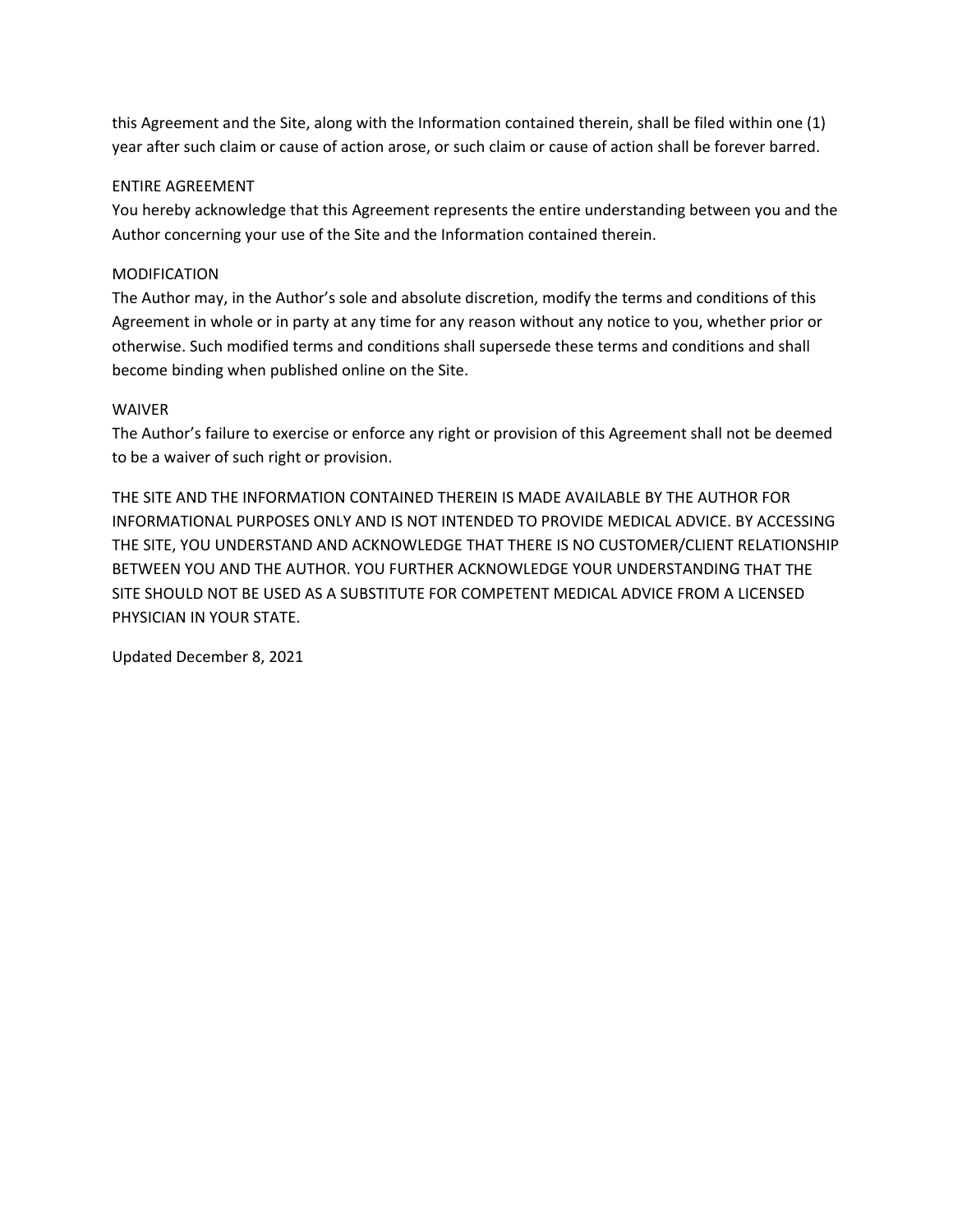this Agreement and the Site, along with the Information contained therein, shall be filed within one (1) year after such claim or cause of action arose, or such claim or cause of action shall be forever barred.

ENTIRE AGREEMENT

You hereby acknowledge that this Agreement represents the entire understanding between you and the Author concerning your use of the Site and the Information contained therein.

MODIFICATION

The Author may, in the Author's sole and absolute discretion, modify the terms and conditions of this Agreement in whole or in party at any time for any reason without any notice to you, whether prior or otherwise. Such modified terms and conditions shall supersede these terms and conditions and shall become binding when published online on the Site.

WAIVER

The Author's failure to exercise or enforce any right or provision of this Agreement shall not be deemed to be a waiver of such right or provision.

THE SITE AND THE INFORMATION CONTAINED THEREIN IS MADE AVAILABLE BY THE AUTHOR FOR INFORMATIONAL PURPOSES ONLY AND IS NOT INTENDED TO PROVIDE MEDICAL ADVICE. BY ACCESSING THE SITE, YOU UNDERSTAND AND ACKNOWLEDGE THAT THERE IS NO CUSTOMER/CLIENT RELATIONSHIP BETWEEN YOU AND THE AUTHOR. YOU FURTHER ACKNOWLEDGE YOUR UNDERSTANDING THAT THE SITE SHOULD NOT BE USED AS A SUBSTITUTE FOR COMPETENT MEDICAL ADVICE FROM A LICENSED PHYSICIAN IN YOUR STATE.

Updated December 8, 2021